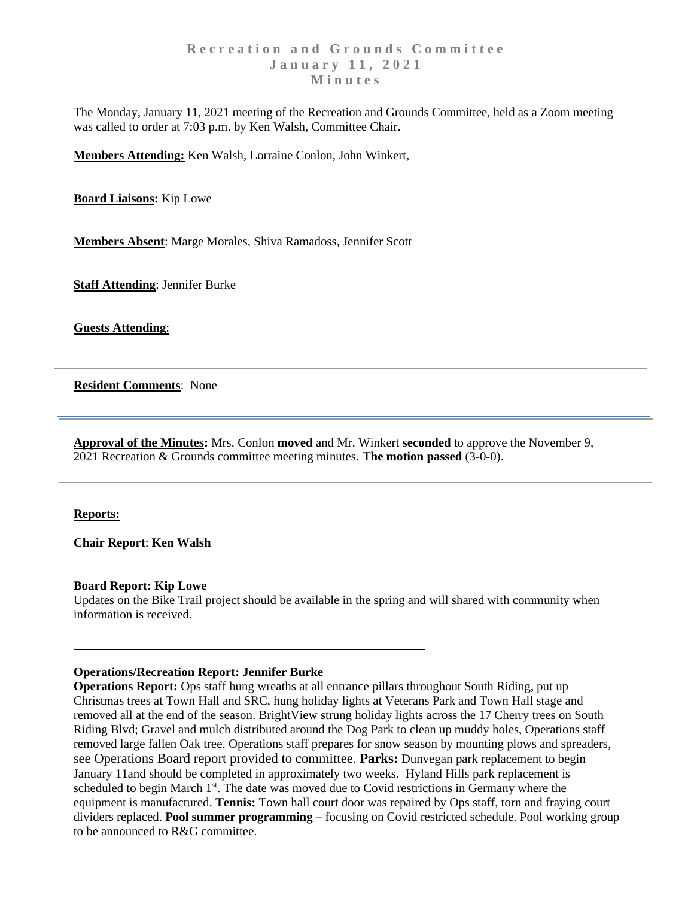# Recreation and Grounds Committee
## January 11, 2021
## Minutes

The Monday, January 11, 2021 meeting of the Recreation and Grounds Committee, held as a Zoom meeting was called to order at 7:03 p.m. by Ken Walsh, Committee Chair.

**Members Attending:** Ken Walsh, Lorraine Conlon, John Winkert,

**Board Liaisons:** Kip Lowe

**Members Absent**: Marge Morales, Shiva Ramadoss, Jennifer Scott

**Staff Attending**: Jennifer Burke

**Guests Attending**:

---

**Resident Comments**: None

---

**Approval of the Minutes:** Mrs. Conlon **moved** and Mr. Winkert **seconded** to approve the November 9, 2021 Recreation & Grounds committee meeting minutes. **The motion passed** (3-0-0).

---

**Reports:**

**Chair Report**: **Ken Walsh**

**Board Report: Kip Lowe**
Updates on the Bike Trail project should be available in the spring and will shared with community when information is received.

---

**Operations/Recreation Report: Jennifer Burke**
**Operations Report:** Ops staff hung wreaths at all entrance pillars throughout South Riding, put up Christmas trees at Town Hall and SRC, hung holiday lights at Veterans Park and Town Hall stage and removed all at the end of the season. BrightView strung holiday lights across the 17 Cherry trees on South Riding Blvd; Gravel and mulch distributed around the Dog Park to clean up muddy holes, Operations staff removed large fallen Oak tree. Operations staff prepares for snow season by mounting plows and spreaders, see Operations Board report provided to committee. **Parks:** Dunvegan park replacement to begin January 11and should be completed in approximately two weeks. Hyland Hills park replacement is scheduled to begin March 1st. The date was moved due to Covid restrictions in Germany where the equipment is manufactured. **Tennis:** Town hall court door was repaired by Ops staff, torn and fraying court dividers replaced. **Pool summer programming** – focusing on Covid restricted schedule. Pool working group to be announced to R&G committee.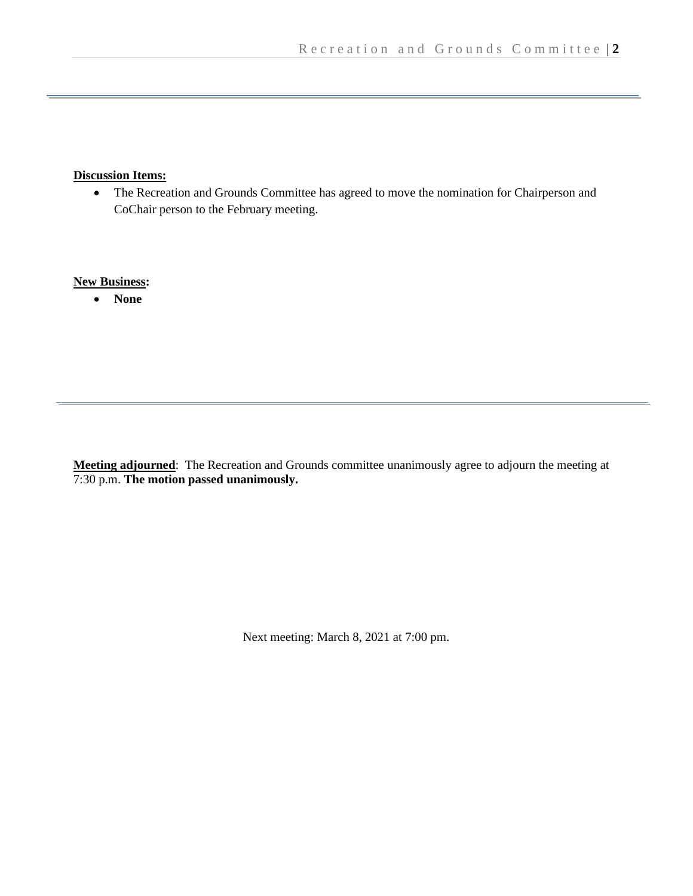**Discussion Items:**

- The Recreation and Grounds Committee has agreed to move the nomination for Chairperson and CoChair person to the February meeting.

**New Business:**

- **None**

---

**Meeting adjourned**: The Recreation and Grounds committee unanimously agree to adjourn the meeting at 7:30 p.m. **The motion passed unanimously.**

Next meeting: March 8, 2021 at 7:00 pm.